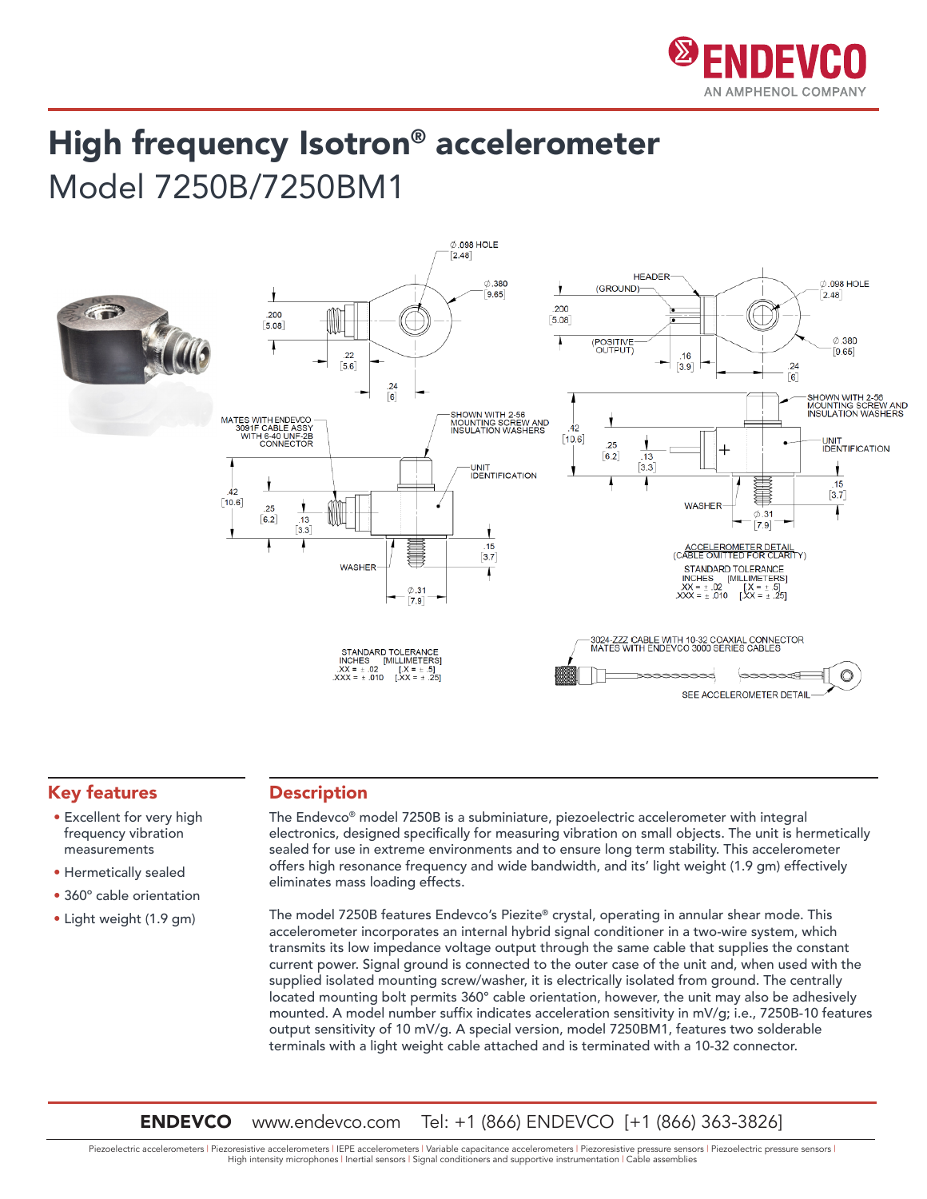# High frequency Isotron® accelerometer

## Model 7250B/7250BM1

## Key features

- Excellent for very high frequency vibration measurements
- Hermetically sealed
- 360° cable orientation
- Light weight (1.9 gm)

## Description

The Endevco® model 7250B is a subminiature, piezoelectric accelerometer with integral electronics, designed specifically for measuring vibration on small objects. The unit is hermetically sealed for use in extreme environments and to ensure long term stability. This accelerometer offers high resonance frequency and wide bandwidth, and its' light weight (1.9 gm) effectively eliminates mass loading effects.

The model 7250B features Endevco's Piezite® crystal, operating in annular shear mode. This accelerometer incorporates an internal hybrid signal conditioner in a two-wire system, which transmits its low impedance voltage output through the same cable that supplies the constant current power. Signal ground is connected to the outer case of the unit and, when used with the supplied isolated mounting screw/washer, it is electrically isolated from ground. The centrally located mounting bolt permits 360° cable orientation, however, the unit may also be adhesively mounted. A model number suffix indicates acceleration sensitivity in mV/g; i.e., 7250B-10 features output sensitivity of 10 mV/g. A special version, model 7250BM1, features two solderable terminals with a light weight cable attached and is terminated with a 10-32 connector.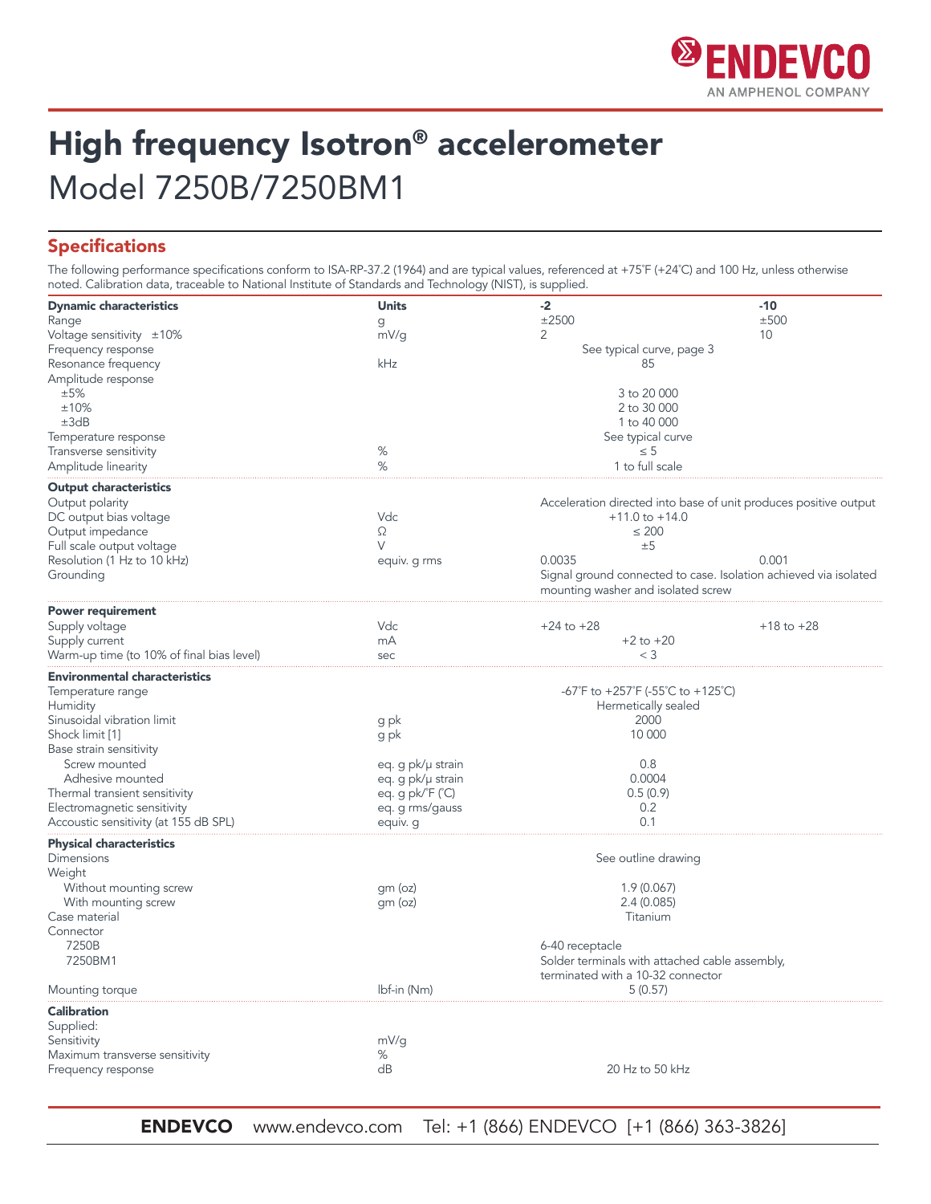# High frequency Isotron® accelerometer

## Model 7250B/7250BM1

## Specifications

The following performance specifications conform to ISA-RP-37.2 (1964) and are typical values, referenced at +75˚F (+24˚C) and 100 Hz, unless otherwise noted. Calibration data, traceable to National Institute of Standards and Technology (NIST), is supplied.

| **Dynamic characteristics** | **Units** | **-2** | **-10** |
|---|---|---|---|
| Range | g | ±2500 | ±500 |
| Voltage sensitivity ±10% | mV/g | 2 | 10 |
| Frequency response | | See typical curve, page 3 | |
| Resonance frequency | kHz | 85 | |
| Amplitude response | | | |
| ±5% | | 3 to 20 000 | |
| ±10% | | 2 to 30 000 | |
| ±3dB | | 1 to 40 000 | |
| Temperature response | | See typical curve | |
| Transverse sensitivity | % | ≤ 5 | |
| Amplitude linearity | % | 1 to full scale | |
| **Output characteristics** | | | |
| Output polarity | | Acceleration directed into base of unit produces positive output | |
| DC output bias voltage | Vdc | +11.0 to +14.0 | |
| Output impedance | Ω | ≤ 200 | |
| Full scale output voltage | V | ±5 | |
| Resolution (1 Hz to 10 kHz) | equiv. g rms | 0.0035 | 0.001 |
| Grounding | | Signal ground connected to case. Isolation achieved via isolated mounting washer and isolated screw | |
| **Power requirement** | | | |
| Supply voltage | Vdc | +24 to +28 | +18 to +28 |
| Supply current | mA | +2 to +20 | |
| Warm-up time (to 10% of final bias level) | sec | < 3 | |
| **Environmental characteristics** | | | |
| Temperature range | | -67˚F to +257˚F (-55˚C to +125˚C) | |
| Humidity | | Hermetically sealed | |
| Sinusoidal vibration limit | g pk | 2000 | |
| Shock limit [1] | g pk | 10 000 | |
| Base strain sensitivity | | | |
| Screw mounted | eq. g pk/μ strain | 0.8 | |
| Adhesive mounted | eq. g pk/μ strain | 0.0004 | |
| Thermal transient sensitivity | eq. g pk/˚F (˚C) | 0.5 (0.9) | |
| Electromagnetic sensitivity | eq. g rms/gauss | 0.2 | |
| Accoustic sensitivity (at 155 dB SPL) | equiv. g | 0.1 | |
| **Physical characteristics** | | | |
| Dimensions | | See outline drawing | |
| Weight | | | |
| Without mounting screw | gm (oz) | 1.9 (0.067) | |
| With mounting screw | gm (oz) | 2.4 (0.085) | |
| Case material | | Titanium | |
| Connector | | | |
| 7250B | | 6-40 receptacle | |
| 7250BM1 | | Solder terminals with attached cable assembly, terminated with a 10-32 connector | |
| Mounting torque | lbf-in (Nm) | 5 (0.57) | |
| **Calibration** | | | |
| Supplied: | | | |
| Sensitivity | mV/g | | |
| Maximum transverse sensitivity | % | | |
| Frequency response | dB | 20 Hz to 50 kHz | |

**ENDEVCO** www.endevco.com Tel: +1 (866) ENDEVCO [+1 (866) 363-3826]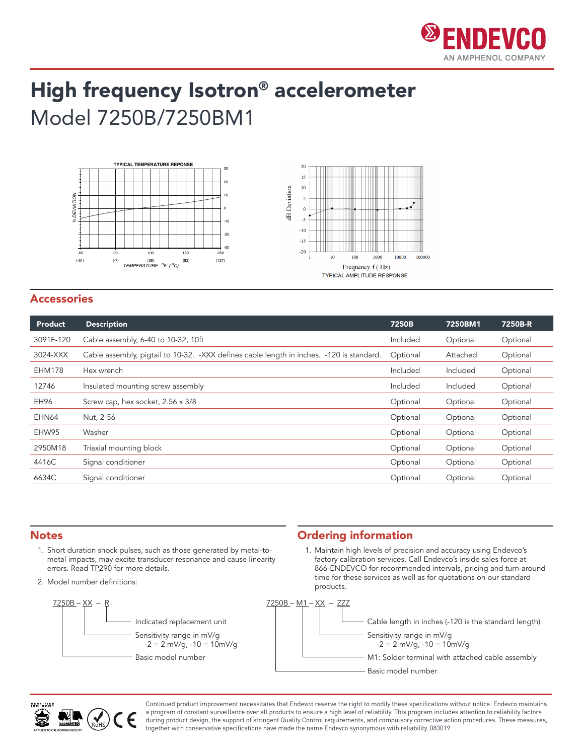# High frequency Isotron® accelerometer

Model 7250B/7250BM1

TYPICAL TEMPERATURE REPONSE

% DEVIATION

30
20
10
0
-10
-20
-30

-60 (-51)
20 (-7)
100 (38)
180 (82)
260 (127)

TEMPERATURE °F (°C)

dB Deviation

20
15
10
5
0
-5
-10
-15
-20

1
10
100
1000
10000
100000

Frequency f ( Hz)

TYPICAL AMPLITUDE RESPONSE

## Accessories

| Product | Description | 7250B | 7250BM1 | 7250B-R |
|---|---|---|---|---|
| 3091F-120 | Cable assembly, 6-40 to 10-32, 10ft | Included | Optional | Optional |
| 3024-XXX | Cable assembly, pigtail to 10-32. -XXX defines cable length in inches. -120 is standard. | Optional | Attached | Optional |
| EHM178 | Hex wrench | Included | Included | Optional |
| 12746 | Insulated mounting screw assembly | Included | Included | Optional |
| EH96 | Screw cap, hex socket, 2.56 x 3/8 | Optional | Optional | Optional |
| EHN64 | Nut, 2-56 | Optional | Optional | Optional |
| EHW95 | Washer | Optional | Optional | Optional |
| 2950M18 | Triaxial mounting block | Optional | Optional | Optional |
| 4416C | Signal conditioner | Optional | Optional | Optional |
| 6634C | Signal conditioner | Optional | Optional | Optional |

## Notes

1. Short duration shock pulses, such as those generated by metal-to-metal impacts, may excite transducer resonance and cause linearity errors. Read TP290 for more details.
2. Model number definitions:

7250B – XX – R

- R: Indicated replacement unit
- XX: Sensitivity range in mV/g, -2 = 2 mV/g, -10 = 10mV/g
- 7250B: Basic model number

## Ordering information

1. Maintain high levels of precision and accuracy using Endevco's factory calibration services. Call Endevco's inside sales force at 866-ENDEVCO for recommended intervals, pricing and turn-around time for these services as well as for quotations on our standard products.

7250B – M1 – XX – ZZZ

- ZZZ: Cable length in inches (-120 is the standard length)
- XX: Sensitivity range in mV/g, -2 = 2 mV/g, -10 = 10mV/g
- M1: Solder terminal with attached cable assembly
- 7250B: Basic model number

Continued product improvement necessitates that Endevco reserve the right to modify these specifications without notice. Endevco maintains a program of constant surveillance over all products to ensure a high level of reliability. This program includes attention to reliability factors during product design, the support of stringent Quality Control requirements, and compulsory corrective action procedures. These measures, together with conservative specifications have made the name Endevco synonymous with reliability. 083019